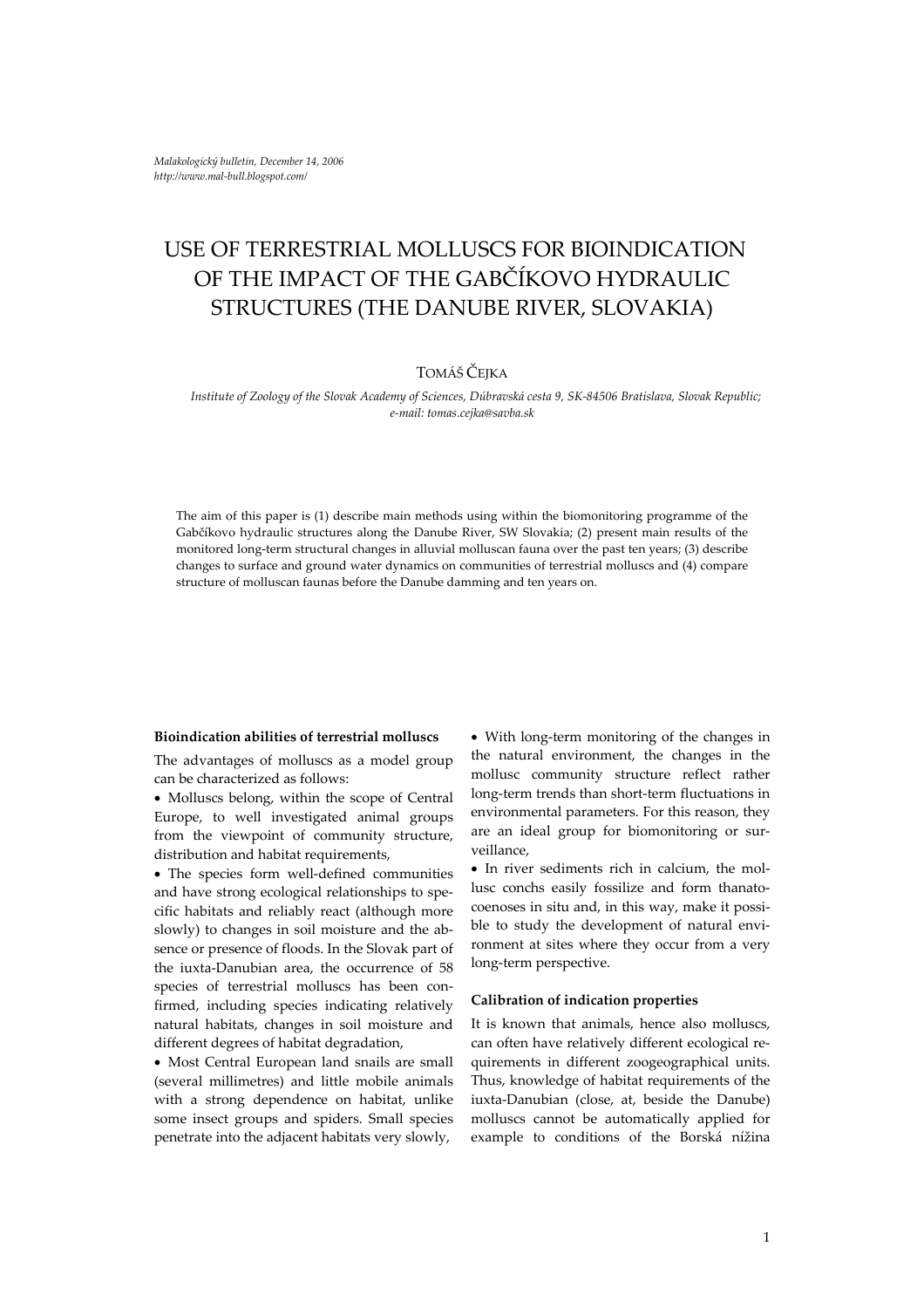*Malakologický bulletin, December 14, 2006*
*http://www.mal-bull.blogspot.com/*

# USE OF TERRESTRIAL MOLLUSCS FOR BIOINDICATION OF THE IMPACT OF THE GABČÍKOVO HYDRAULIC STRUCTURES (THE DANUBE RIVER, SLOVAKIA)

TOMÁŠ ČEJKA

*Institute of Zoology of the Slovak Academy of Sciences, Dúbravská cesta 9, SK-84506 Bratislava, Slovak Republic; e-mail: tomas.cejka@savba.sk*

The aim of this paper is (1) describe main methods using within the biomonitoring programme of the Gabčíkovo hydraulic structures along the Danube River, SW Slovakia; (2) present main results of the monitored long-term structural changes in alluvial molluscan fauna over the past ten years; (3) describe changes to surface and ground water dynamics on communities of terrestrial molluscs and (4) compare structure of molluscan faunas before the Danube damming and ten years on.

**Bioindication abilities of terrestrial molluscs**

The advantages of molluscs as a model group can be characterized as follows:

- Molluscs belong, within the scope of Central Europe, to well investigated animal groups from the viewpoint of community structure, distribution and habitat requirements,
- The species form well-defined communities and have strong ecological relationships to specific habitats and reliably react (although more slowly) to changes in soil moisture and the absence or presence of floods. In the Slovak part of the iuxta-Danubian area, the occurrence of 58 species of terrestrial molluscs has been confirmed, including species indicating relatively natural habitats, changes in soil moisture and different degrees of habitat degradation,
- Most Central European land snails are small (several millimetres) and little mobile animals with a strong dependence on habitat, unlike some insect groups and spiders. Small species penetrate into the adjacent habitats very slowly,
- With long-term monitoring of the changes in the natural environment, the changes in the mollusc community structure reflect rather long-term trends than short-term fluctuations in environmental parameters. For this reason, they are an ideal group for biomonitoring or surveillance,
- In river sediments rich in calcium, the mollusc conchs easily fossilize and form thanatocoenoses in situ and, in this way, make it possible to study the development of natural environment at sites where they occur from a very long-term perspective.

**Calibration of indication properties**

It is known that animals, hence also molluscs, can often have relatively different ecological requirements in different zoogeographical units. Thus, knowledge of habitat requirements of the iuxta-Danubian (close, at, beside the Danube) molluscs cannot be automatically applied for example to conditions of the Borská nížina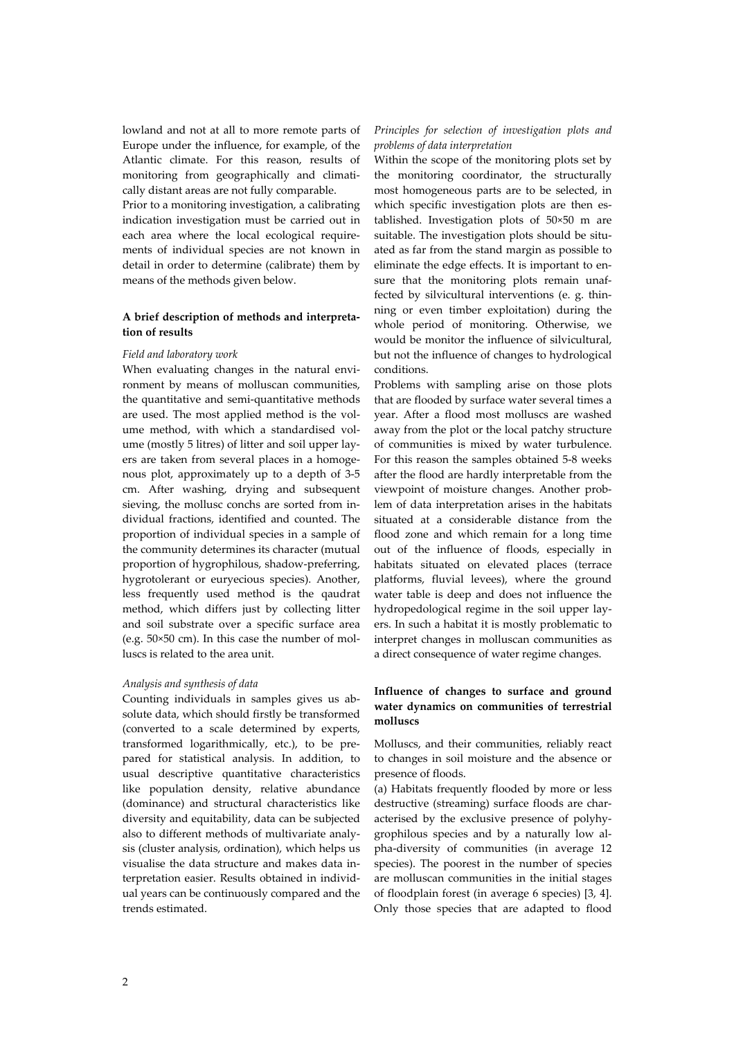lowland and not at all to more remote parts of Europe under the influence, for example, of the Atlantic climate. For this reason, results of monitoring from geographically and climatically distant areas are not fully comparable.

Prior to a monitoring investigation, a calibrating indication investigation must be carried out in each area where the local ecological requirements of individual species are not known in detail in order to determine (calibrate) them by means of the methods given below.

**A brief description of methods and interpretation of results**

*Field and laboratory work*

When evaluating changes in the natural environment by means of molluscan communities, the quantitative and semi-quantitative methods are used. The most applied method is the volume method, with which a standardised volume (mostly 5 litres) of litter and soil upper layers are taken from several places in a homogenous plot, approximately up to a depth of 3-5 cm. After washing, drying and subsequent sieving, the mollusc conchs are sorted from individual fractions, identified and counted. The proportion of individual species in a sample of the community determines its character (mutual proportion of hygrophilous, shadow-preferring, hygrotolerant or euryecious species). Another, less frequently used method is the qaudrat method, which differs just by collecting litter and soil substrate over a specific surface area (e.g. 50×50 cm). In this case the number of molluscs is related to the area unit.

*Analysis and synthesis of data*

Counting individuals in samples gives us absolute data, which should firstly be transformed (converted to a scale determined by experts, transformed logarithmically, etc.), to be prepared for statistical analysis. In addition, to usual descriptive quantitative characteristics like population density, relative abundance (dominance) and structural characteristics like diversity and equitability, data can be subjected also to different methods of multivariate analysis (cluster analysis, ordination), which helps us visualise the data structure and makes data interpretation easier. Results obtained in individual years can be continuously compared and the trends estimated.

*Principles for selection of investigation plots and problems of data interpretation*

Within the scope of the monitoring plots set by the monitoring coordinator, the structurally most homogeneous parts are to be selected, in which specific investigation plots are then established. Investigation plots of 50×50 m are suitable. The investigation plots should be situated as far from the stand margin as possible to eliminate the edge effects. It is important to ensure that the monitoring plots remain unaffected by silvicultural interventions (e. g. thinning or even timber exploitation) during the whole period of monitoring. Otherwise, we would be monitor the influence of silvicultural, but not the influence of changes to hydrological conditions.

Problems with sampling arise on those plots that are flooded by surface water several times a year. After a flood most molluscs are washed away from the plot or the local patchy structure of communities is mixed by water turbulence. For this reason the samples obtained 5-8 weeks after the flood are hardly interpretable from the viewpoint of moisture changes. Another problem of data interpretation arises in the habitats situated at a considerable distance from the flood zone and which remain for a long time out of the influence of floods, especially in habitats situated on elevated places (terrace platforms, fluvial levees), where the ground water table is deep and does not influence the hydropedological regime in the soil upper layers. In such a habitat it is mostly problematic to interpret changes in molluscan communities as a direct consequence of water regime changes.

**Influence of changes to surface and ground water dynamics on communities of terrestrial molluscs**

Molluscs, and their communities, reliably react to changes in soil moisture and the absence or presence of floods.

(a) Habitats frequently flooded by more or less destructive (streaming) surface floods are characterised by the exclusive presence of polyhygrophilous species and by a naturally low alpha-diversity of communities (in average 12 species). The poorest in the number of species are molluscan communities in the initial stages of floodplain forest (in average 6 species) [3, 4]. Only those species that are adapted to flood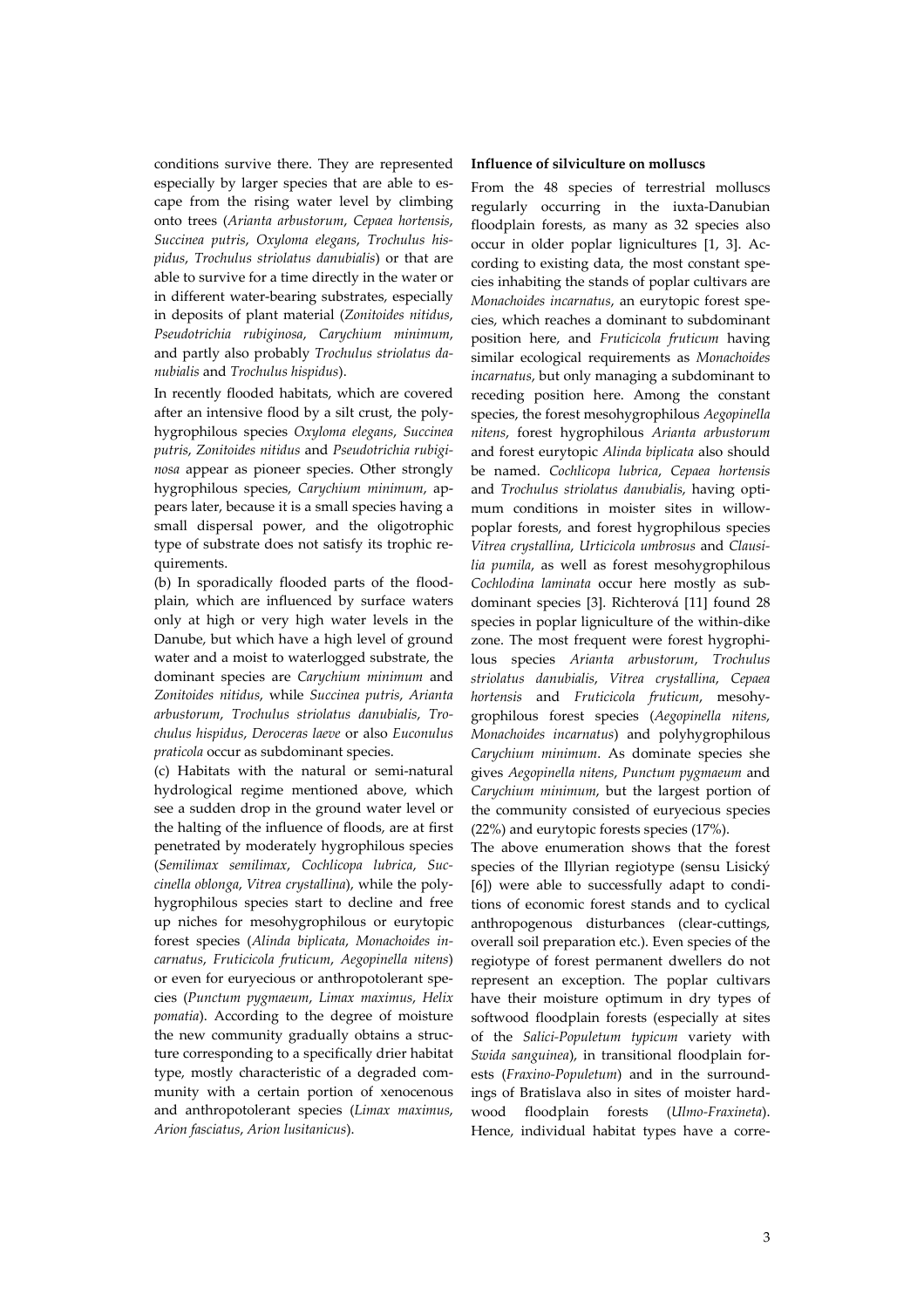conditions survive there. They are represented especially by larger species that are able to escape from the rising water level by climbing onto trees (*Arianta arbustorum*, *Cepaea hortensis*, *Succinea putris*, *Oxyloma elegans*, *Trochulus hispidus*, *Trochulus striolatus danubialis*) or that are able to survive for a time directly in the water or in different water-bearing substrates, especially in deposits of plant material (*Zonitoides nitidus*, *Pseudotrichia rubiginosa*, *Carychium minimum*, and partly also probably *Trochulus striolatus danubialis* and *Trochulus hispidus*).

In recently flooded habitats, which are covered after an intensive flood by a silt crust, the polyhygrophilous species *Oxyloma elegans*, *Succinea putris*, *Zonitoides nitidus* and *Pseudotrichia rubiginosa* appear as pioneer species. Other strongly hygrophilous species, *Carychium minimum*, appears later, because it is a small species having a small dispersal power, and the oligotrophic type of substrate does not satisfy its trophic requirements.

(b) In sporadically flooded parts of the floodplain, which are influenced by surface waters only at high or very high water levels in the Danube, but which have a high level of ground water and a moist to waterlogged substrate, the dominant species are *Carychium minimum* and *Zonitoides nitidus*, while *Succinea putris*, *Arianta arbustorum*, *Trochulus striolatus danubialis*, *Trochulus hispidus*, *Deroceras laeve* or also *Euconulus praticola* occur as subdominant species.

(c) Habitats with the natural or semi-natural hydrological regime mentioned above, which see a sudden drop in the ground water level or the halting of the influence of floods, are at first penetrated by moderately hygrophilous species (*Semilimax semilimax*, *Cochlicopa lubrica*, *Succinella oblonga*, *Vitrea crystallina*), while the polyhygrophilous species start to decline and free up niches for mesohygrophilous or eurytopic forest species (*Alinda biplicata*, *Monachoides incarnatus*, *Fruticicola fruticum*, *Aegopinella nitens*) or even for euryecious or anthropotolerant species (*Punctum pygmaeum*, *Limax maximus*, *Helix pomatia*). According to the degree of moisture the new community gradually obtains a structure corresponding to a specifically drier habitat type, mostly characteristic of a degraded community with a certain portion of xenocenous and anthropotolerant species (*Limax maximus*, *Arion fasciatus*, *Arion lusitanicus*).

### Influence of silviculture on molluscs

From the 48 species of terrestrial molluscs regularly occurring in the iuxta-Danubian floodplain forests, as many as 32 species also occur in older poplar lignicultures [1, 3]. According to existing data, the most constant species inhabiting the stands of poplar cultivars are *Monachoides incarnatus*, an eurytopic forest species, which reaches a dominant to subdominant position here, and *Fruticicola fruticum* having similar ecological requirements as *Monachoides incarnatus*, but only managing a subdominant to receding position here. Among the constant species, the forest mesohygrophilous *Aegopinella nitens*, forest hygrophilous *Arianta arbustorum* and forest eurytopic *Alinda biplicata* also should be named. *Cochlicopa lubrica*, *Cepaea hortensis* and *Trochulus striolatus danubialis*, having optimum conditions in moister sites in willow-poplar forests, and forest hygrophilous species *Vitrea crystallina*, *Urticicola umbrosus* and *Clausilia pumila*, as well as forest mesohygrophilous *Cochlodina laminata* occur here mostly as subdominant species [3]. Richterová [11] found 28 species in poplar ligniculture of the within-dike zone. The most frequent were forest hygrophilous species *Arianta arbustorum*, *Trochulus striolatus danubialis*, *Vitrea crystallina*, *Cepaea hortensis* and *Fruticicola fruticum*, mesohygrophilous forest species (*Aegopinella nitens*, *Monachoides incarnatus*) and polyhygrophilous *Carychium minimum*. As dominate species she gives *Aegopinella nitens*, *Punctum pygmaeum* and *Carychium minimum*, but the largest portion of the community consisted of euryecious species (22%) and eurytopic forests species (17%).

The above enumeration shows that the forest species of the Illyrian regiotype (sensu Lisický [6]) were able to successfully adapt to conditions of economic forest stands and to cyclical anthropogenous disturbances (clear-cuttings, overall soil preparation etc.). Even species of the regiotype of forest permanent dwellers do not represent an exception. The poplar cultivars have their moisture optimum in dry types of softwood floodplain forests (especially at sites of the *Salici-Populetum typicum* variety with *Swida sanguinea*), in transitional floodplain forests (*Fraxino-Populetum*) and in the surroundings of Bratislava also in sites of moister hardwood floodplain forests (*Ulmo-Fraxineta*). Hence, individual habitat types have a corre-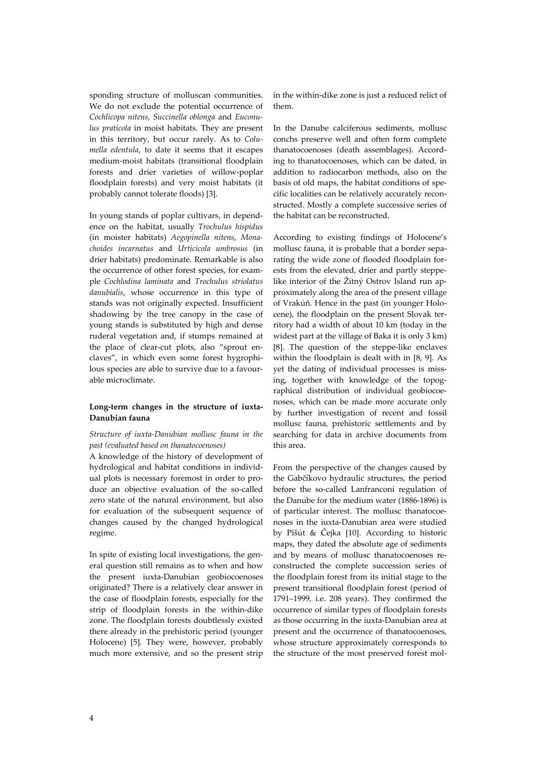sponding structure of molluscan communities. We do not exclude the potential occurrence of *Cochlicopa nitens*, *Succinella oblonga* and *Euconulus praticola* in moist habitats. They are present in this territory, but occur rarely. As to *Columella edentula*, to date it seems that it escapes medium-moist habitats (transitional floodplain forests and drier varieties of willow-poplar floodplain forests) and very moist habitats (it probably cannot tolerate floods) [3].

In young stands of poplar cultivars, in dependence on the habitat, usually *Trochulus hispidus* (in moister habitats) *Aegopinella nitens*, *Monachoides incarnatus* and *Urticicola umbrosus* (in drier habitats) predominate. Remarkable is also the occurrence of other forest species, for example *Cochlodina laminata* and *Trochulus striolatus danubialis*, whose occurrence in this type of stands was not originally expected. Insufficient shadowing by the tree canopy in the case of young stands is substituted by high and dense ruderal vegetation and, if stumps remained at the place of clear-cut plots, also "sprout enclaves", in which even some forest hygrophilous species are able to survive due to a favourable microclimate.

## Long-term changes in the structure of iuxta-Danubian fauna

### *Structure of iuxta-Danubian mollusc fauna in the past (evaluated based on thanatocoenoses)*

A knowledge of the history of development of hydrological and habitat conditions in individual plots is necessary foremost in order to produce an objective evaluation of the so-called zero state of the natural environment, but also for evaluation of the subsequent sequence of changes caused by the changed hydrological regime.

In spite of existing local investigations, the general question still remains as to when and how the present iuxta-Danubian geobiocoenoses originated? There is a relatively clear answer in the case of floodplain forests, especially for the strip of floodplain forests in the within-dike zone. The floodplain forests doubtlessly existed there already in the prehistoric period (younger Holocene) [5]. They were, however, probably much more extensive, and so the present strip in the within-dike zone is just a reduced relict of them.

In the Danube calciferous sediments, mollusc conchs preserve well and often form complete thanatocoenoses (death assemblages). According to thanatocoenoses, which can be dated, in addition to radiocarbon methods, also on the basis of old maps, the habitat conditions of specific localities can be relatively accurately reconstructed. Mostly a complete successive series of the habitat can be reconstructed.

According to existing findings of Holocene's mollusc fauna, it is probable that a border separating the wide zone of flooded floodplain forests from the elevated, drier and partly steppe-like interior of the Žitný Ostrov Island run approximately along the area of the present village of Vrakúň. Hence in the past (in younger Holocene), the floodplain on the present Slovak territory had a width of about 10 km (today in the widest part at the village of Baka it is only 3 km) [8]. The question of the steppe-like enclaves within the floodplain is dealt with in [8, 9]. As yet the dating of individual processes is missing, together with knowledge of the topographical distribution of individual geobiocoenoses, which can be made more accurate only by further investigation of recent and fossil mollusc fauna, prehistoric settlements and by searching for data in archive documents from this area.

From the perspective of the changes caused by the Gabčíkovo hydraulic structures, the period before the so-called Lanfranconi regulation of the Danube for the medium water (1886-1896) is of particular interest. The mollusc thanatocoenoses in the iuxta-Danubian area were studied by Pišút & Čejka [10]. According to historic maps, they dated the absolute age of sediments and by means of mollusc thanatocoenoses reconstructed the complete succession series of the floodplain forest from its initial stage to the present transitional floodplain forest (period of 1791–1999, i.e. 208 years). They confirmed the occurrence of similar types of floodplain forests as those occurring in the iuxta-Danubian area at present and the occurrence of thanatocoenoses, whose structure approximately corresponds to the structure of the most preserved forest mol-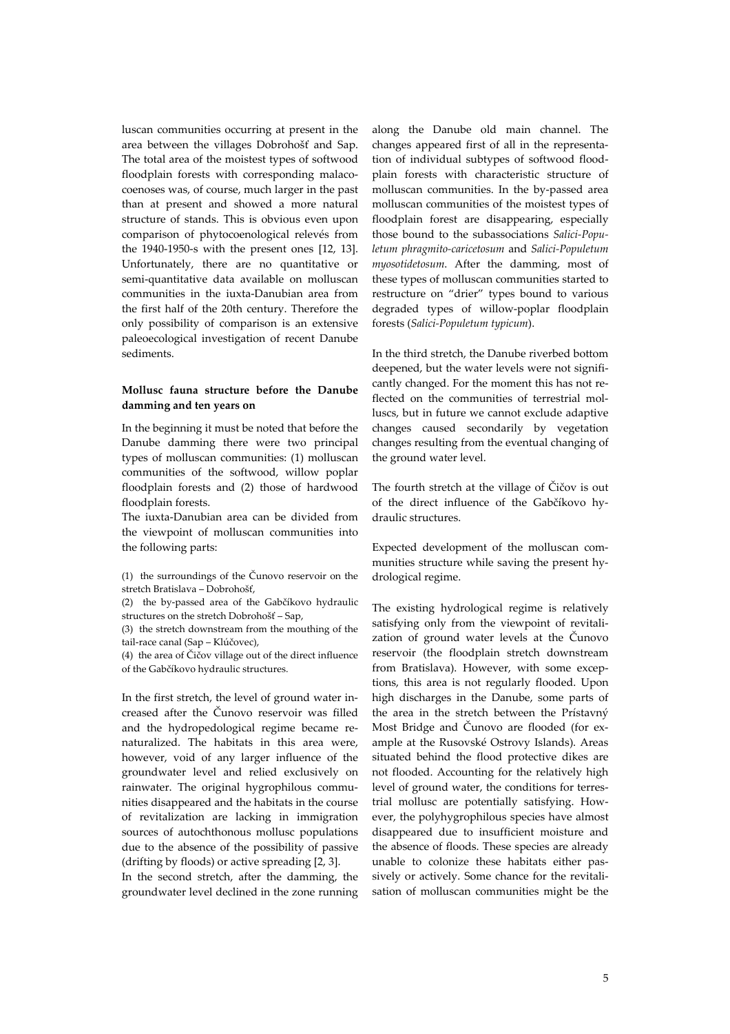luscan communities occurring at present in the area between the villages Dobrohošť and Sap. The total area of the moistest types of softwood floodplain forests with corresponding malacocoenoses was, of course, much larger in the past than at present and showed a more natural structure of stands. This is obvious even upon comparison of phytocoenological relevés from the 1940-1950-s with the present ones [12, 13]. Unfortunately, there are no quantitative or semi-quantitative data available on molluscan communities in the iuxta-Danubian area from the first half of the 20th century. Therefore the only possibility of comparison is an extensive paleoecological investigation of recent Danube sediments.

**Mollusc fauna structure before the Danube damming and ten years on**

In the beginning it must be noted that before the Danube damming there were two principal types of molluscan communities: (1) molluscan communities of the softwood, willow poplar floodplain forests and (2) those of hardwood floodplain forests.

The iuxta-Danubian area can be divided from the viewpoint of molluscan communities into the following parts:

(1) the surroundings of the Čunovo reservoir on the stretch Bratislava – Dobrohošť,

(2) the by-passed area of the Gabčíkovo hydraulic structures on the stretch Dobrohošť – Sap,

(3) the stretch downstream from the mouthing of the tail-race canal (Sap – Klúčovec),

(4) the area of Čičov village out of the direct influence of the Gabčíkovo hydraulic structures.

In the first stretch, the level of ground water increased after the Čunovo reservoir was filled and the hydropedological regime became renaturalized. The habitats in this area were, however, void of any larger influence of the groundwater level and relied exclusively on rainwater. The original hygrophilous communities disappeared and the habitats in the course of revitalization are lacking in immigration sources of autochthonous mollusc populations due to the absence of the possibility of passive (drifting by floods) or active spreading [2, 3].

In the second stretch, after the damming, the groundwater level declined in the zone running along the Danube old main channel. The changes appeared first of all in the representation of individual subtypes of softwood floodplain forests with characteristic structure of molluscan communities. In the by-passed area molluscan communities of the moistest types of floodplain forest are disappearing, especially those bound to the subassociations *Salici-Populetum phragmito-caricetosum* and *Salici-Populetum myosotidetosum*. After the damming, most of these types of molluscan communities started to restructure on "drier" types bound to various degraded types of willow-poplar floodplain forests (*Salici-Populetum typicum*).

In the third stretch, the Danube riverbed bottom deepened, but the water levels were not significantly changed. For the moment this has not reflected on the communities of terrestrial molluscs, but in future we cannot exclude adaptive changes caused secondarily by vegetation changes resulting from the eventual changing of the ground water level.

The fourth stretch at the village of Čičov is out of the direct influence of the Gabčíkovo hydraulic structures.

Expected development of the molluscan communities structure while saving the present hydrological regime.

The existing hydrological regime is relatively satisfying only from the viewpoint of revitalization of ground water levels at the Čunovo reservoir (the floodplain stretch downstream from Bratislava). However, with some exceptions, this area is not regularly flooded. Upon high discharges in the Danube, some parts of the area in the stretch between the Prístavný Most Bridge and Čunovo are flooded (for example at the Rusovské Ostrovy Islands). Areas situated behind the flood protective dikes are not flooded. Accounting for the relatively high level of ground water, the conditions for terrestrial mollusc are potentially satisfying. However, the polyhygrophilous species have almost disappeared due to insufficient moisture and the absence of floods. These species are already unable to colonize these habitats either passively or actively. Some chance for the revitalisation of molluscan communities might be the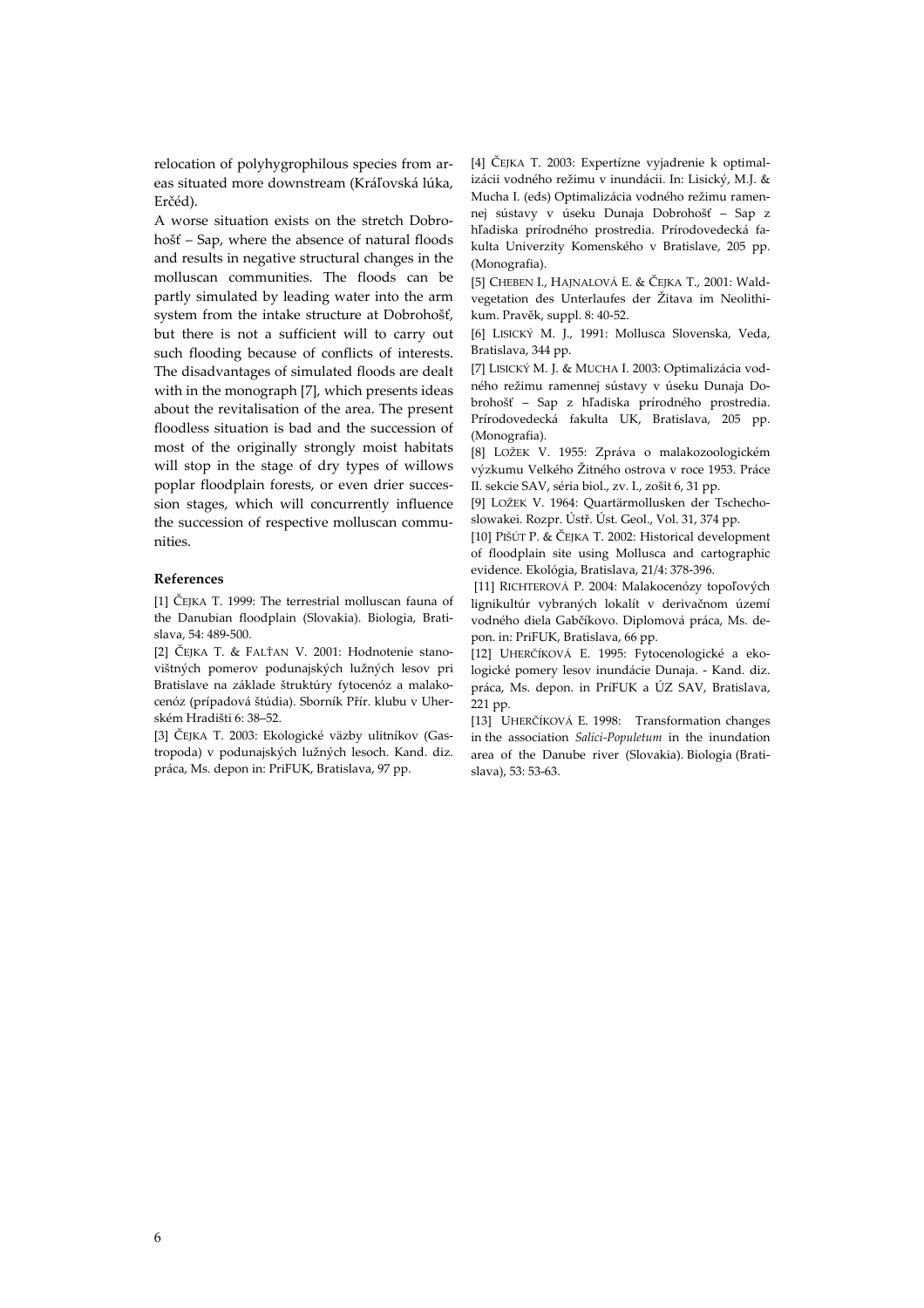relocation of polyhygrophilous species from areas situated more downstream (Kráľovská lúka, Erčéd).

A worse situation exists on the stretch Dobrohošť – Sap, where the absence of natural floods and results in negative structural changes in the molluscan communities. The floods can be partly simulated by leading water into the arm system from the intake structure at Dobrohošť, but there is not a sufficient will to carry out such flooding because of conflicts of interests. The disadvantages of simulated floods are dealt with in the monograph [7], which presents ideas about the revitalisation of the area. The present floodless situation is bad and the succession of most of the originally strongly moist habitats will stop in the stage of dry types of willows poplar floodplain forests, or even drier succession stages, which will concurrently influence the succession of respective molluscan communities.

### References

[1] Čejka T. 1999: The terrestrial molluscan fauna of the Danubian floodplain (Slovakia). Biologia, Bratislava, 54: 489-500.

[2] Čejka T. & Falťan V. 2001: Hodnotenie stanovištných pomerov podunajských lužných lesov pri Bratislave na základe štruktúry fytocenóz a malakocenóz (prípadová štúdia). Sborník Přír. klubu v Uherském Hradišti 6: 38–52.

[3] Čejka T. 2003: Ekologické väzby ulitníkov (Gastropoda) v podunajských lužných lesoch. Kand. diz. práca, Ms. depon in: PriFUK, Bratislava, 97 pp.

[4] Čejka T. 2003: Expertízne vyjadrenie k optimalizácii vodného režimu v inundácii. In: Lisický, M.J. & Mucha I. (eds) Optimalizácia vodného režimu ramennej sústavy v úseku Dunaja Dobrohošť – Sap z hľadiska prírodného prostredia. Prírodovedecká fakulta Univerzity Komenského v Bratislave, 205 pp. (Monografia).

[5] Cheben I., Hajnalová E. & Čejka T., 2001: Waldvegetation des Unterlaufes der Žitava im Neolithikum. Pravěk, suppl. 8: 40-52.

[6] Lisický M. J., 1991: Mollusca Slovenska, Veda, Bratislava, 344 pp.

[7] Lisický M. J. & Mucha I. 2003: Optimalizácia vodného režimu ramennej sústavy v úseku Dunaja Dobrohošť – Sap z hľadiska prírodného prostredia. Prírodovedecká fakulta UK, Bratislava, 205 pp. (Monografia).

[8] Ložek V. 1955: Zpráva o malakozoologickém výzkumu Velkého Žitného ostrova v roce 1953. Práce II. sekcie SAV, séria biol., zv. I., zošit 6, 31 pp.

[9] Ložek V. 1964: Quartärmollusken der Tschechoslowakei. Rozpr. Ústř. Úst. Geol., Vol. 31, 374 pp.

[10] Pišút P. & Čejka T. 2002: Historical development of floodplain site using Mollusca and cartographic evidence. Ekológia, Bratislava, 21/4: 378-396.

[11] Richterová P. 2004: Malakocenózy topoľových lignikultúr vybraných lokalít v derivačnom území vodného diela Gabčíkovo. Diplomová práca, Ms. depon. in: PriFUK, Bratislava, 66 pp.

[12] Uherčíková E. 1995: Fytocenologické a ekologické pomery lesov inundácie Dunaja. - Kand. diz. práca, Ms. depon. in PriFUK a ÚZ SAV, Bratislava, 221 pp.

[13] Uherčíková E. 1998: Transformation changes in the association *Salici-Populetum* in the inundation area of the Danube river (Slovakia). Biologia (Bratislava), 53: 53-63.